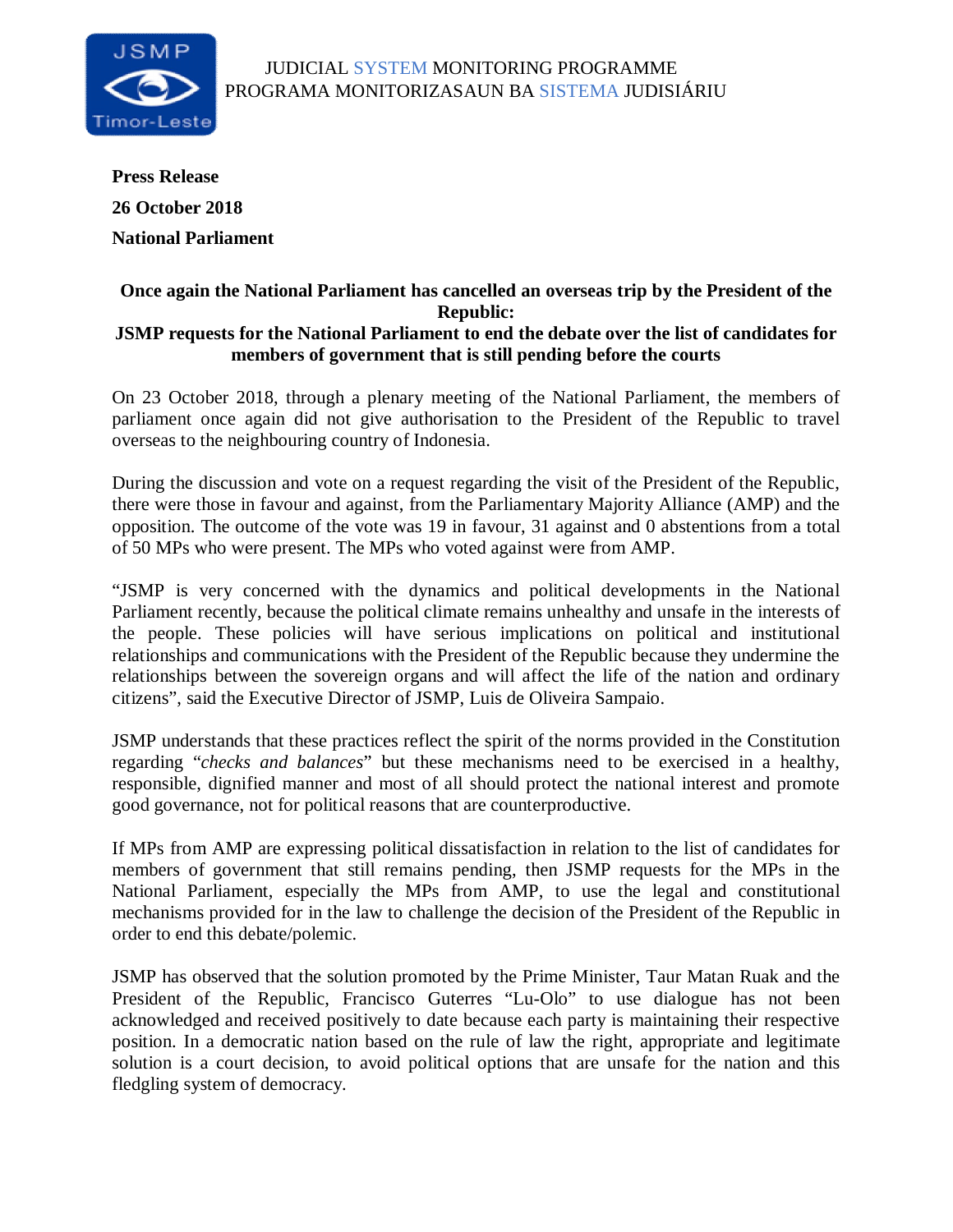JUDICIAL SYSTEM MONITORING PROGRAMME
PROGRAMA MONITORIZASAUN BA SISTEMA JUDISIÁRIU

**Press Release**

**26 October 2018**

**National Parliament**

## Once again the National Parliament has cancelled an overseas trip by the President of the Republic: JSMP requests for the National Parliament to end the debate over the list of candidates for members of government that is still pending before the courts

On 23 October 2018, through a plenary meeting of the National Parliament, the members of parliament once again did not give authorisation to the President of the Republic to travel overseas to the neighbouring country of Indonesia.

During the discussion and vote on a request regarding the visit of the President of the Republic, there were those in favour and against, from the Parliamentary Majority Alliance (AMP) and the opposition. The outcome of the vote was 19 in favour, 31 against and 0 abstentions from a total of 50 MPs who were present. The MPs who voted against were from AMP.

"JSMP is very concerned with the dynamics and political developments in the National Parliament recently, because the political climate remains unhealthy and unsafe in the interests of the people. These policies will have serious implications on political and institutional relationships and communications with the President of the Republic because they undermine the relationships between the sovereign organs and will affect the life of the nation and ordinary citizens", said the Executive Director of JSMP, Luis de Oliveira Sampaio.

JSMP understands that these practices reflect the spirit of the norms provided in the Constitution regarding "*checks and balances*" but these mechanisms need to be exercised in a healthy, responsible, dignified manner and most of all should protect the national interest and promote good governance, not for political reasons that are counterproductive.

If MPs from AMP are expressing political dissatisfaction in relation to the list of candidates for members of government that still remains pending, then JSMP requests for the MPs in the National Parliament, especially the MPs from AMP, to use the legal and constitutional mechanisms provided for in the law to challenge the decision of the President of the Republic in order to end this debate/polemic.

JSMP has observed that the solution promoted by the Prime Minister, Taur Matan Ruak and the President of the Republic, Francisco Guterres "Lu-Olo" to use dialogue has not been acknowledged and received positively to date because each party is maintaining their respective position. In a democratic nation based on the rule of law the right, appropriate and legitimate solution is a court decision, to avoid political options that are unsafe for the nation and this fledgling system of democracy.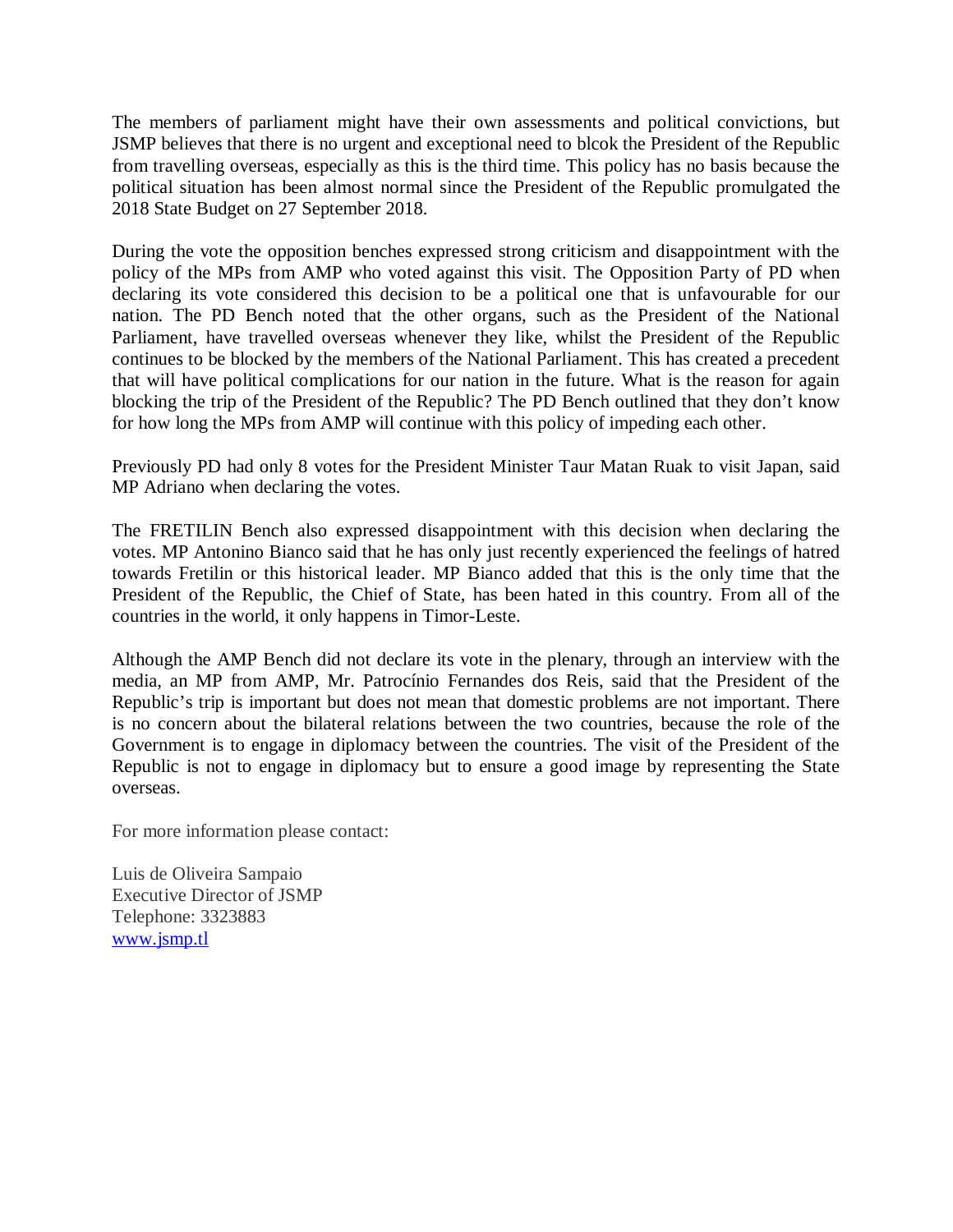The members of parliament might have their own assessments and political convictions, but JSMP believes that there is no urgent and exceptional need to blcok the President of the Republic from travelling overseas, especially as this is the third time. This policy has no basis because the political situation has been almost normal since the President of the Republic promulgated the 2018 State Budget on 27 September 2018.

During the vote the opposition benches expressed strong criticism and disappointment with the policy of the MPs from AMP who voted against this visit. The Opposition Party of PD when declaring its vote considered this decision to be a political one that is unfavourable for our nation. The PD Bench noted that the other organs, such as the President of the National Parliament, have travelled overseas whenever they like, whilst the President of the Republic continues to be blocked by the members of the National Parliament. This has created a precedent that will have political complications for our nation in the future. What is the reason for again blocking the trip of the President of the Republic? The PD Bench outlined that they don't know for how long the MPs from AMP will continue with this policy of impeding each other.

Previously PD had only 8 votes for the President Minister Taur Matan Ruak to visit Japan, said MP Adriano when declaring the votes.

The FRETILIN Bench also expressed disappointment with this decision when declaring the votes. MP Antonino Bianco said that he has only just recently experienced the feelings of hatred towards Fretilin or this historical leader. MP Bianco added that this is the only time that the President of the Republic, the Chief of State, has been hated in this country. From all of the countries in the world, it only happens in Timor-Leste.

Although the AMP Bench did not declare its vote in the plenary, through an interview with the media, an MP from AMP, Mr. Patrocínio Fernandes dos Reis, said that the President of the Republic's trip is important but does not mean that domestic problems are not important. There is no concern about the bilateral relations between the two countries, because the role of the Government is to engage in diplomacy between the countries. The visit of the President of the Republic is not to engage in diplomacy but to ensure a good image by representing the State overseas.

For more information please contact:

Luis de Oliveira Sampaio
Executive Director of JSMP
Telephone: 3323883
www.jsmp.tl